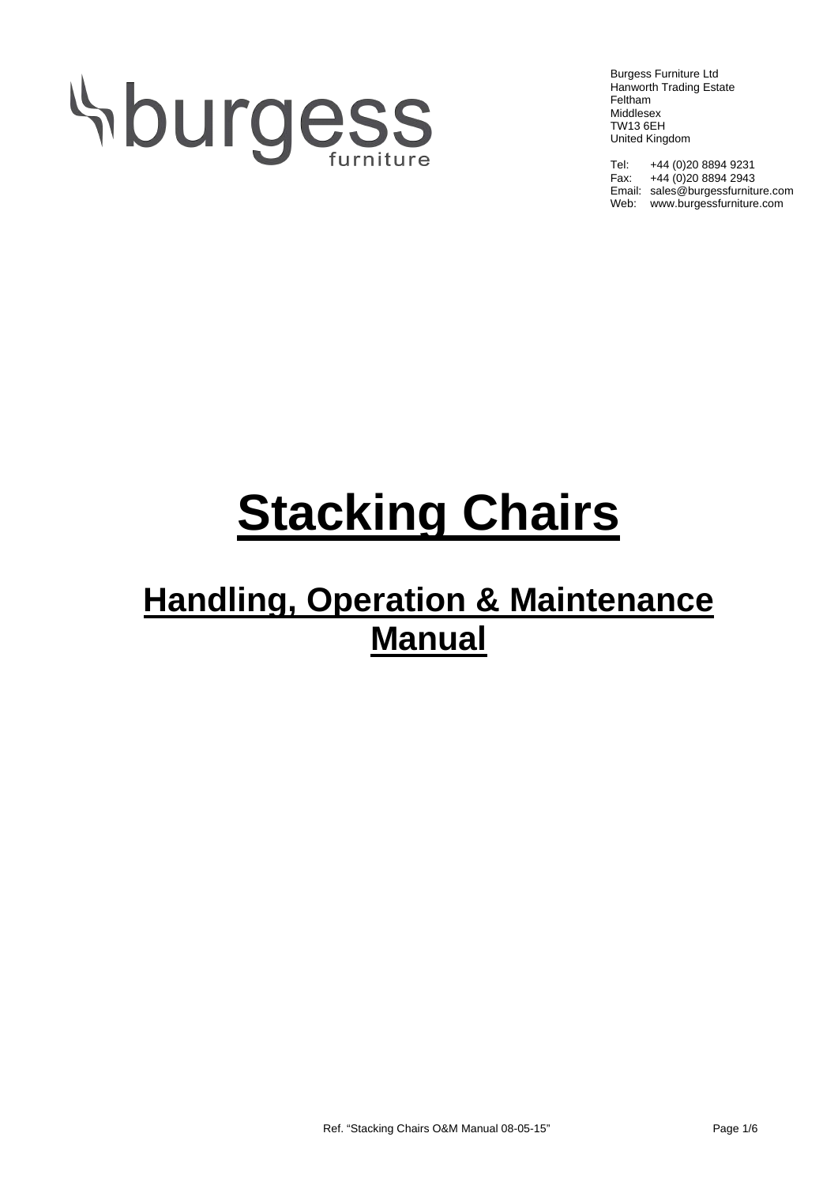burgess furniture

Burgess Furniture Ltd
Hanworth Trading Estate
Feltham
Middlesex
TW13 6EH
United Kingdom

Tel: +44 (0)20 8894 9231
Fax: +44 (0)20 8894 2943
Email: sales@burgessfurniture.com
Web: www.burgessfurniture.com

# Stacking Chairs

## Handling, Operation & Maintenance Manual

Ref. "Stacking Chairs O&M Manual 08-05-15"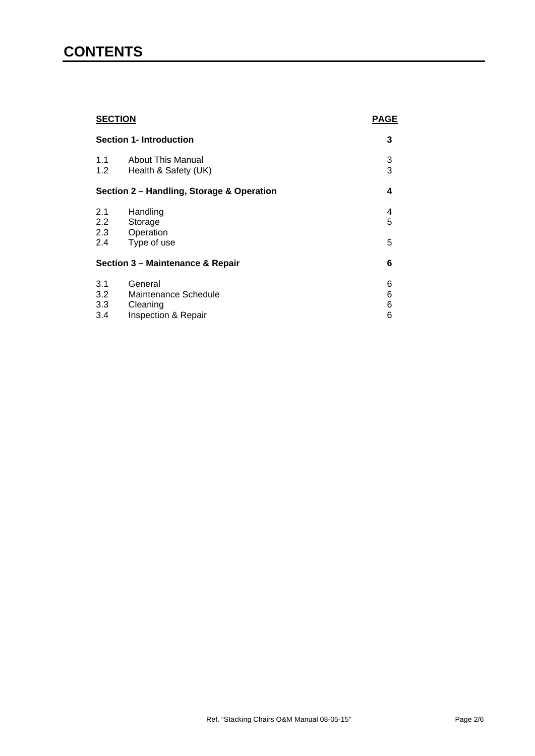# CONTENTS

| SECTION | | PAGE |
|---|---|---|
| **Section 1- Introduction** | | **3** |
| 1.1 | About This Manual | 3 |
| 1.2 | Health & Safety (UK) | 3 |
| **Section 2 – Handling, Storage & Operation** | | **4** |
| 2.1 | Handling | 4 |
| 2.2 | Storage | 5 |
| 2.3 | Operation | |
| 2.4 | Type of use | 5 |
| **Section 3 – Maintenance & Repair** | | **6** |
| 3.1 | General | 6 |
| 3.2 | Maintenance Schedule | 6 |
| 3.3 | Cleaning | 6 |
| 3.4 | Inspection & Repair | 6 |

Ref. "Stacking Chairs O&M Manual 08-05-15"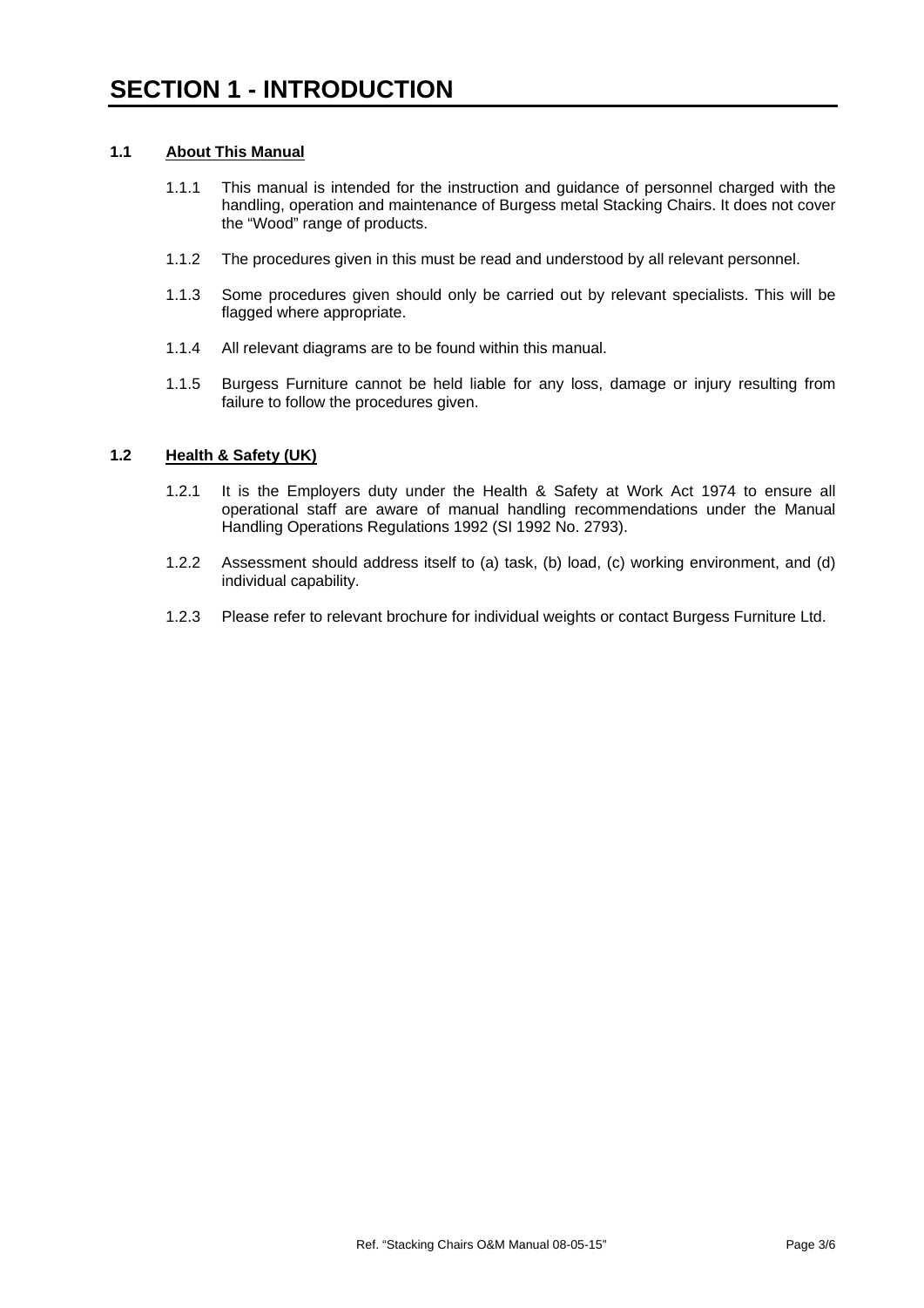# SECTION 1 - INTRODUCTION

## 1.1 About This Manual

1.1.1 This manual is intended for the instruction and guidance of personnel charged with the handling, operation and maintenance of Burgess metal Stacking Chairs. It does not cover the “Wood” range of products.

1.1.2 The procedures given in this must be read and understood by all relevant personnel.

1.1.3 Some procedures given should only be carried out by relevant specialists. This will be flagged where appropriate.

1.1.4 All relevant diagrams are to be found within this manual.

1.1.5 Burgess Furniture cannot be held liable for any loss, damage or injury resulting from failure to follow the procedures given.

## 1.2 Health & Safety (UK)

1.2.1 It is the Employers duty under the Health & Safety at Work Act 1974 to ensure all operational staff are aware of manual handling recommendations under the Manual Handling Operations Regulations 1992 (SI 1992 No. 2793).

1.2.2 Assessment should address itself to (a) task, (b) load, (c) working environment, and (d) individual capability.

1.2.3 Please refer to relevant brochure for individual weights or contact Burgess Furniture Ltd.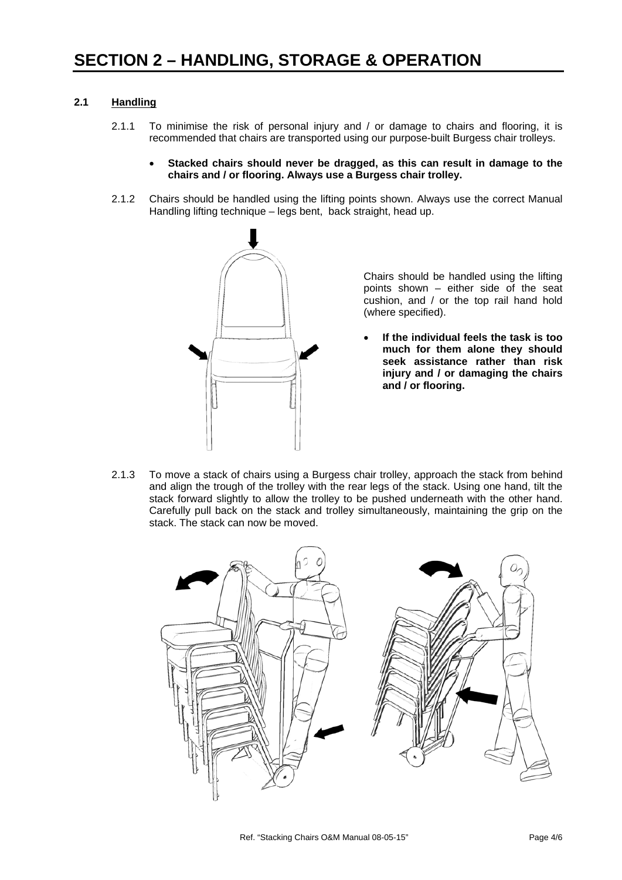# SECTION 2 – HANDLING, STORAGE & OPERATION

## 2.1 Handling

2.1.1 To minimise the risk of personal injury and / or damage to chairs and flooring, it is recommended that chairs are transported using our purpose-built Burgess chair trolleys.

- **Stacked chairs should never be dragged, as this can result in damage to the chairs and / or flooring. Always use a Burgess chair trolley.**

2.1.2 Chairs should be handled using the lifting points shown. Always use the correct Manual Handling lifting technique – legs bent, back straight, head up.

Chairs should be handled using the lifting points shown – either side of the seat cushion, and / or the top rail hand hold (where specified).

- **If the individual feels the task is too much for them alone they should seek assistance rather than risk injury and / or damaging the chairs and / or flooring.**

2.1.3 To move a stack of chairs using a Burgess chair trolley, approach the stack from behind and align the trough of the trolley with the rear legs of the stack. Using one hand, tilt the stack forward slightly to allow the trolley to be pushed underneath with the other hand. Carefully pull back on the stack and trolley simultaneously, maintaining the grip on the stack. The stack can now be moved.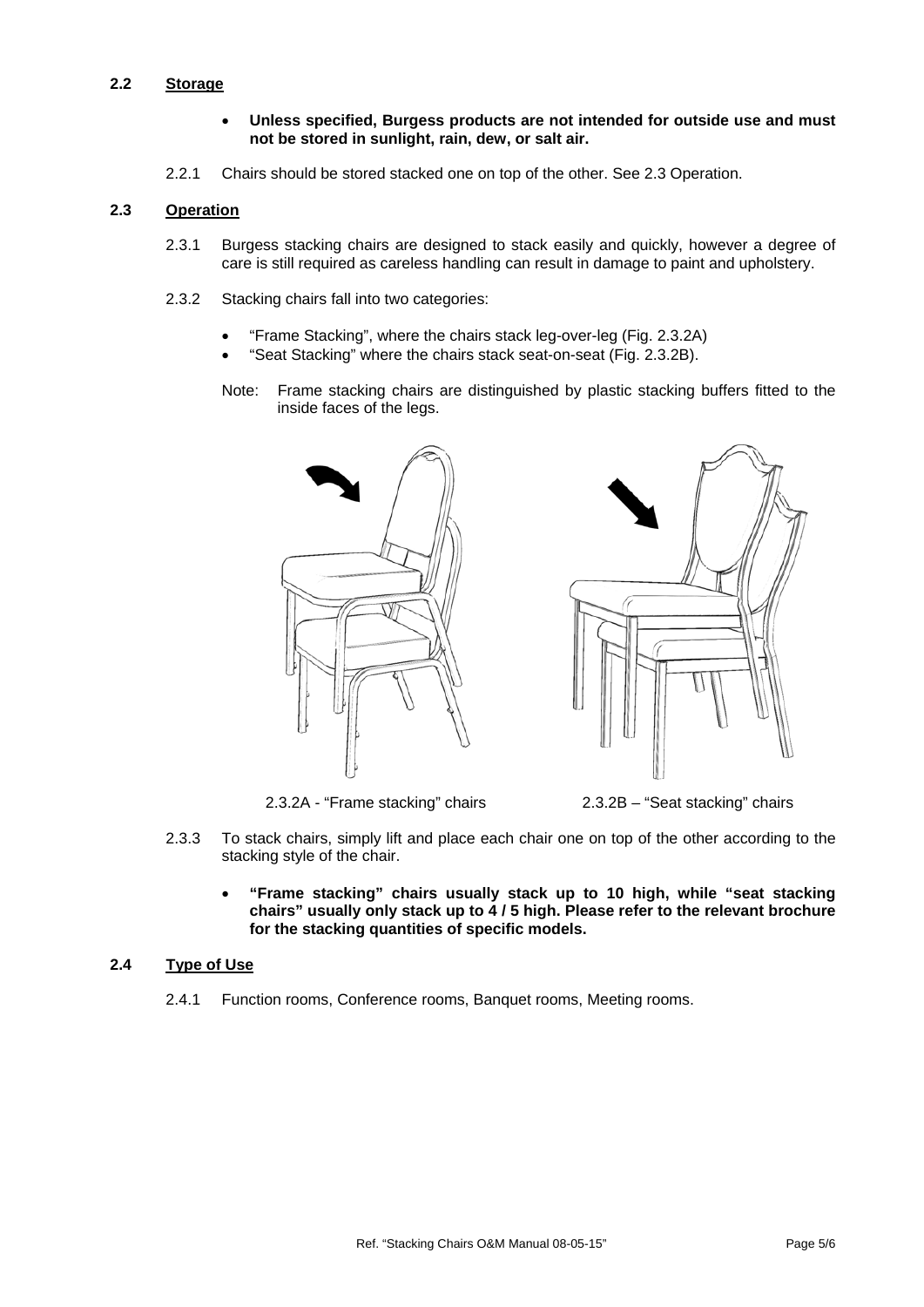## 2.2 Storage

- **Unless specified, Burgess products are not intended for outside use and must not be stored in sunlight, rain, dew, or salt air.**

2.2.1 Chairs should be stored stacked one on top of the other. See 2.3 Operation.

## 2.3 Operation

2.3.1 Burgess stacking chairs are designed to stack easily and quickly, however a degree of care is still required as careless handling can result in damage to paint and upholstery.

2.3.2 Stacking chairs fall into two categories:

- "Frame Stacking", where the chairs stack leg-over-leg (Fig. 2.3.2A)
- "Seat Stacking" where the chairs stack seat-on-seat (Fig. 2.3.2B).

Note: Frame stacking chairs are distinguished by plastic stacking buffers fitted to the inside faces of the legs.

2.3.2A - "Frame stacking" chairs

2.3.2B – "Seat stacking" chairs

2.3.3 To stack chairs, simply lift and place each chair one on top of the other according to the stacking style of the chair.

- **"Frame stacking" chairs usually stack up to 10 high, while "seat stacking chairs" usually only stack up to 4 / 5 high. Please refer to the relevant brochure for the stacking quantities of specific models.**

## 2.4 Type of Use

2.4.1 Function rooms, Conference rooms, Banquet rooms, Meeting rooms.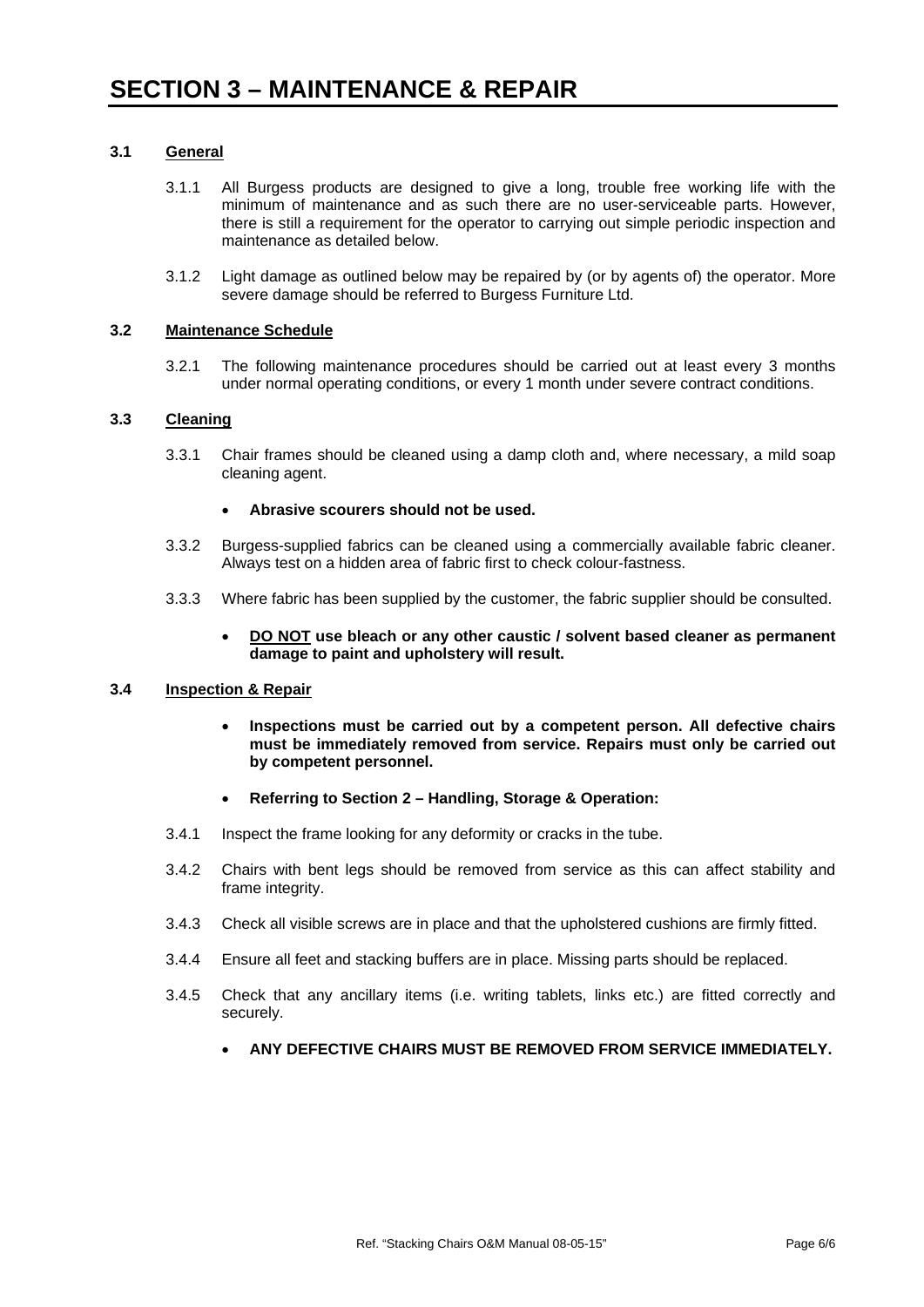# SECTION 3 – MAINTENANCE & REPAIR

## 3.1 General

3.1.1 All Burgess products are designed to give a long, trouble free working life with the minimum of maintenance and as such there are no user-serviceable parts. However, there is still a requirement for the operator to carrying out simple periodic inspection and maintenance as detailed below.

3.1.2 Light damage as outlined below may be repaired by (or by agents of) the operator. More severe damage should be referred to Burgess Furniture Ltd.

## 3.2 Maintenance Schedule

3.2.1 The following maintenance procedures should be carried out at least every 3 months under normal operating conditions, or every 1 month under severe contract conditions.

## 3.3 Cleaning

3.3.1 Chair frames should be cleaned using a damp cloth and, where necessary, a mild soap cleaning agent.

- **Abrasive scourers should not be used.**

3.3.2 Burgess-supplied fabrics can be cleaned using a commercially available fabric cleaner. Always test on a hidden area of fabric first to check colour-fastness.

3.3.3 Where fabric has been supplied by the customer, the fabric supplier should be consulted.

- **DO NOT use bleach or any other caustic / solvent based cleaner as permanent damage to paint and upholstery will result.**

## 3.4 Inspection & Repair

- **Inspections must be carried out by a competent person. All defective chairs must be immediately removed from service. Repairs must only be carried out by competent personnel.**
- **Referring to Section 2 – Handling, Storage & Operation:**

3.4.1 Inspect the frame looking for any deformity or cracks in the tube.

3.4.2 Chairs with bent legs should be removed from service as this can affect stability and frame integrity.

3.4.3 Check all visible screws are in place and that the upholstered cushions are firmly fitted.

3.4.4 Ensure all feet and stacking buffers are in place. Missing parts should be replaced.

3.4.5 Check that any ancillary items (i.e. writing tablets, links etc.) are fitted correctly and securely.

- **ANY DEFECTIVE CHAIRS MUST BE REMOVED FROM SERVICE IMMEDIATELY.**